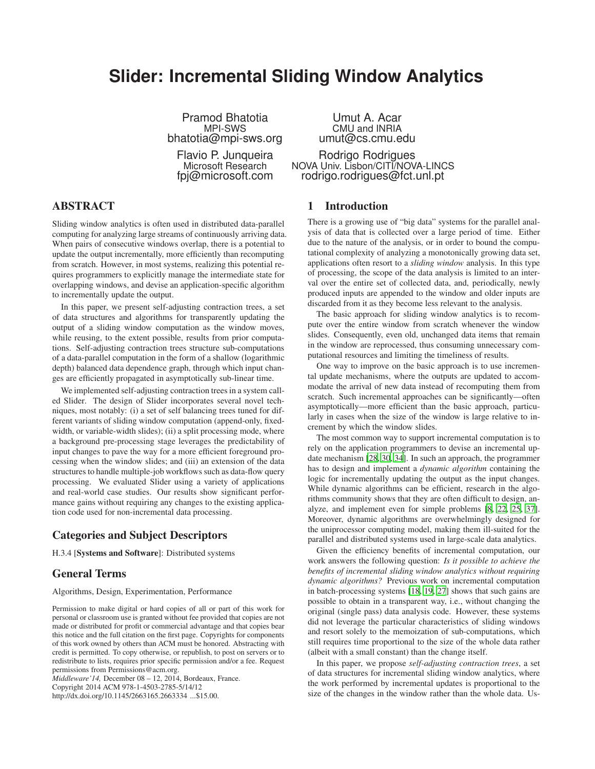# Slider: Incremental Sliding Window Analytics

Pramod Bhatotia
MPI-SWS
bhatotia@mpi-sws.org

Umut A. Acar
CMU and INRIA
umut@cs.cmu.edu

Flavio P. Junqueira
Microsoft Research
fpj@microsoft.com

Rodrigo Rodrigues
NOVA Univ. Lisbon/CITI/NOVA-LINCS
rodrigo.rodrigues@fct.unl.pt

## ABSTRACT

Sliding window analytics is often used in distributed data-parallel computing for analyzing large streams of continuously arriving data. When pairs of consecutive windows overlap, there is a potential to update the output incrementally, more efficiently than recomputing from scratch. However, in most systems, realizing this potential requires programmers to explicitly manage the intermediate state for overlapping windows, and devise an application-specific algorithm to incrementally update the output.

In this paper, we present self-adjusting contraction trees, a set of data structures and algorithms for transparently updating the output of a sliding window computation as the window moves, while reusing, to the extent possible, results from prior computations. Self-adjusting contraction trees structure sub-computations of a data-parallel computation in the form of a shallow (logarithmic depth) balanced data dependence graph, through which input changes are efficiently propagated in asymptotically sub-linear time.

We implemented self-adjusting contraction trees in a system called Slider. The design of Slider incorporates several novel techniques, most notably: (i) a set of self balancing trees tuned for different variants of sliding window computation (append-only, fixed-width, or variable-width slides); (ii) a split processing mode, where a background pre-processing stage leverages the predictability of input changes to pave the way for a more efficient foreground processing when the window slides; and (iii) an extension of the data structures to handle multiple-job workflows such as data-flow query processing. We evaluated Slider using a variety of applications and real-world case studies. Our results show significant performance gains without requiring any changes to the existing application code used for non-incremental data processing.

## Categories and Subject Descriptors

H.3.4 [**Systems and Software**]: Distributed systems

## General Terms

Algorithms, Design, Experimentation, Performance

Permission to make digital or hard copies of all or part of this work for personal or classroom use is granted without fee provided that copies are not made or distributed for profit or commercial advantage and that copies bear this notice and the full citation on the first page. Copyrights for components of this work owned by others than ACM must be honored. Abstracting with credit is permitted. To copy otherwise, or republish, to post on servers or to redistribute to lists, requires prior specific permission and/or a fee. Request permissions from Permissions@acm.org.
*Middleware'14,* December 08 – 12, 2014, Bordeaux, France.
Copyright 2014 ACM 978-1-4503-2785-5/14/12
http://dx.doi.org/10.1145/2663165.2663334 ...$15.00.

## 1 Introduction

There is a growing use of "big data" systems for the parallel analysis of data that is collected over a large period of time. Either due to the nature of the analysis, or in order to bound the computational complexity of analyzing a monotonically growing data set, applications often resort to a *sliding window* analysis. In this type of processing, the scope of the data analysis is limited to an interval over the entire set of collected data, and, periodically, newly produced inputs are appended to the window and older inputs are discarded from it as they become less relevant to the analysis.

The basic approach for sliding window analytics is to recompute over the entire window from scratch whenever the window slides. Consequently, even old, unchanged data items that remain in the window are reprocessed, thus consuming unnecessary computational resources and limiting the timeliness of results.

One way to improve on the basic approach is to use incremental update mechanisms, where the outputs are updated to accommodate the arrival of new data instead of recomputing them from scratch. Such incremental approaches can be significantly—often asymptotically—more efficient than the basic approach, particularly in cases when the size of the window is large relative to increment by which the window slides.

The most common way to support incremental computation is to rely on the application programmers to devise an incremental update mechanism [28, 30, 34]. In such an approach, the programmer has to design and implement a *dynamic algorithm* containing the logic for incrementally updating the output as the input changes. While dynamic algorithms can be efficient, research in the algorithms community shows that they are often difficult to design, analyze, and implement even for simple problems [8, 22, 25, 37]. Moreover, dynamic algorithms are overwhelmingly designed for the uniprocessor computing model, making them ill-suited for the parallel and distributed systems used in large-scale data analytics.

Given the efficiency benefits of incremental computation, our work answers the following question: *Is it possible to achieve the benefits of incremental sliding window analytics without requiring dynamic algorithms?* Previous work on incremental computation in batch-processing systems [18, 19, 27] shows that such gains are possible to obtain in a transparent way, i.e., without changing the original (single pass) data analysis code. However, these systems did not leverage the particular characteristics of sliding windows and resort solely to the memoization of sub-computations, which still requires time proportional to the size of the whole data rather (albeit with a small constant) than the change itself.

In this paper, we propose *self-adjusting contraction trees*, a set of data structures for incremental sliding window analytics, where the work performed by incremental updates is proportional to the size of the changes in the window rather than the whole data. Us-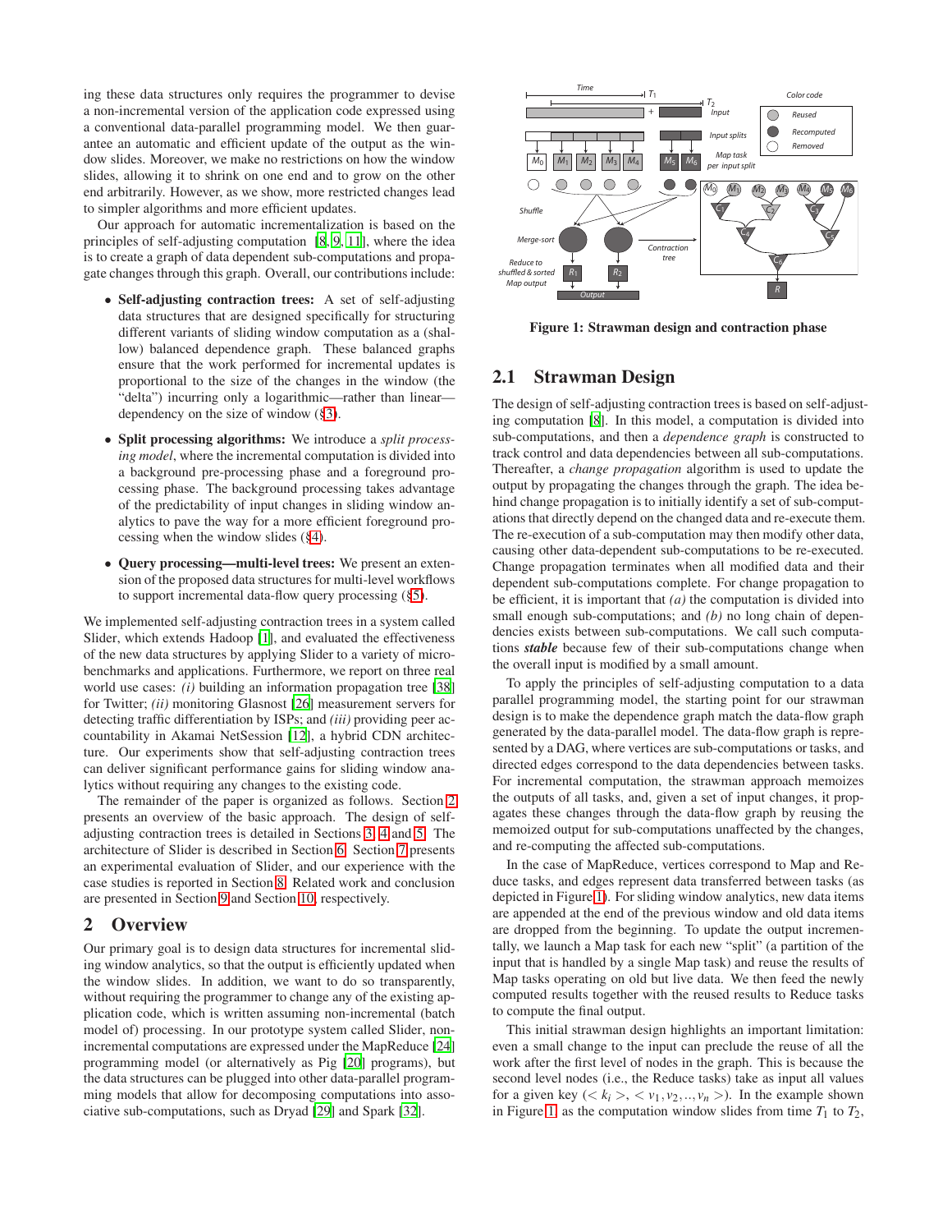ing these data structures only requires the programmer to devise a non-incremental version of the application code expressed using a conventional data-parallel programming model. We then guarantee an automatic and efficient update of the output as the window slides. Moreover, we make no restrictions on how the window slides, allowing it to shrink on one end and to grow on the other end arbitrarily. However, as we show, more restricted changes lead to simpler algorithms and more efficient updates.

Our approach for automatic incrementalization is based on the principles of self-adjusting computation [8, 9, 11], where the idea is to create a graph of data dependent sub-computations and propagate changes through this graph. Overall, our contributions include:

- **Self-adjusting contraction trees:** A set of self-adjusting data structures that are designed specifically for structuring different variants of sliding window computation as a (shallow) balanced dependence graph. These balanced graphs ensure that the work performed for incremental updates is proportional to the size of the changes in the window (the "delta") incurring only a logarithmic—rather than linear—dependency on the size of window (§3).
- **Split processing algorithms:** We introduce a *split processing model*, where the incremental computation is divided into a background pre-processing phase and a foreground processing phase. The background processing takes advantage of the predictability of input changes in sliding window analytics to pave the way for a more efficient foreground processing when the window slides (§4).
- **Query processing—multi-level trees:** We present an extension of the proposed data structures for multi-level workflows to support incremental data-flow query processing (§5).

We implemented self-adjusting contraction trees in a system called Slider, which extends Hadoop [1], and evaluated the effectiveness of the new data structures by applying Slider to a variety of microbenchmarks and applications. Furthermore, we report on three real world use cases: *(i)* building an information propagation tree [38] for Twitter; *(ii)* monitoring Glasnost [26] measurement servers for detecting traffic differentiation by ISPs; and *(iii)* providing peer accountability in Akamai NetSession [12], a hybrid CDN architecture. Our experiments show that self-adjusting contraction trees can deliver significant performance gains for sliding window analytics without requiring any changes to the existing code.

The remainder of the paper is organized as follows. Section 2 presents an overview of the basic approach. The design of self-adjusting contraction trees is detailed in Sections 3, 4 and 5. The architecture of Slider is described in Section 6. Section 7 presents an experimental evaluation of Slider, and our experience with the case studies is reported in Section 8. Related work and conclusion are presented in Section 9 and Section 10, respectively.

## 2 Overview

Our primary goal is to design data structures for incremental sliding window analytics, so that the output is efficiently updated when the window slides. In addition, we want to do so transparently, without requiring the programmer to change any of the existing application code, which is written assuming non-incremental (batch model of) processing. In our prototype system called Slider, non-incremental computations are expressed under the MapReduce [24] programming model (or alternatively as Pig [20] programs), but the data structures can be plugged into other data-parallel programming models that allow for decomposing computations into associative sub-computations, such as Dryad [29] and Spark [32].

Time
$T_1$
$T_2$
Input
+
Input splits
Map task per input split
$M_0$ $M_1$ $M_2$ $M_3$ $M_4$ $M_5$ $M_6$
Color code
Reused
Recomputed
Removed
Shuffle
Merge-sort
Reduce to shuffled & sorted Map output
Contraction tree
$R_1$ $R_2$
Output
$C_1$ $C_2$ $C_3$ $C_4$ $C_5$ $C_6$
R

**Figure 1: Strawman design and contraction phase**

### 2.1 Strawman Design

The design of self-adjusting contraction trees is based on self-adjusting computation [8]. In this model, a computation is divided into sub-computations, and then a *dependence graph* is constructed to track control and data dependencies between all sub-computations. Thereafter, a *change propagation* algorithm is used to update the output by propagating the changes through the graph. The idea behind change propagation is to initially identify a set of sub-computations that directly depend on the changed data and re-execute them. The re-execution of a sub-computation may then modify other data, causing other data-dependent sub-computations to be re-executed. Change propagation terminates when all modified data and their dependent sub-computations complete. For change propagation to be efficient, it is important that *(a)* the computation is divided into small enough sub-computations; and *(b)* no long chain of dependencies exists between sub-computations. We call such computations ***stable*** because few of their sub-computations change when the overall input is modified by a small amount.

To apply the principles of self-adjusting computation to a data parallel programming model, the starting point for our strawman design is to make the dependence graph match the data-flow graph generated by the data-parallel model. The data-flow graph is represented by a DAG, where vertices are sub-computations or tasks, and directed edges correspond to the data dependencies between tasks. For incremental computation, the strawman approach memoizes the outputs of all tasks, and, given a set of input changes, it propagates these changes through the data-flow graph by reusing the memoized output for sub-computations unaffected by the changes, and re-computing the affected sub-computations.

In the case of MapReduce, vertices correspond to Map and Reduce tasks, and edges represent data transferred between tasks (as depicted in Figure 1). For sliding window analytics, new data items are appended at the end of the previous window and old data items are dropped from the beginning. To update the output incrementally, we launch a Map task for each new "split" (a partition of the input that is handled by a single Map task) and reuse the results of Map tasks operating on old but live data. We then feed the newly computed results together with the reused results to Reduce tasks to compute the final output.

This initial strawman design highlights an important limitation: even a small change to the input can preclude the reuse of all the work after the first level of nodes in the graph. This is because the second level nodes (i.e., the Reduce tasks) take as input all values for a given key ($< k_i >, < v_1, v_2, .., v_n >$). In the example shown in Figure 1, as the computation window slides from time $T_1$ to $T_2$,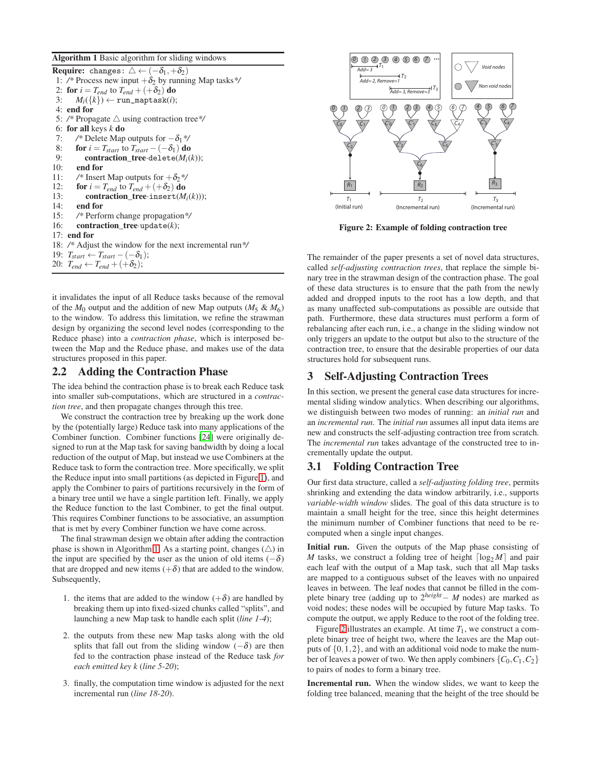**Algorithm 1** Basic algorithm for sliding windows

```
Require: changes: △ ← (−δ1, +δ2)
 1: /* Process new input +δ2 by running Map tasks */
 2: for i = T_end to T_end + (+δ2) do
 3:     M_i({k}) ← run_maptask(i);
 4: end for
 5: /* Propagate △ using contraction tree */
 6: for all keys k do
 7:     /* Delete Map outputs for −δ1 */
 8:     for i = T_start to T_start − (−δ1) do
 9:         contraction_tree·delete(M_i(k));
10:     end for
11:     /* Insert Map outputs for +δ2 */
12:     for i = T_end to T_end + (+δ2) do
13:         contraction_tree·insert(M_i(k));
14:     end for
15:     /* Perform change propagation */
16:     contraction_tree·update(k);
17: end for
18: /* Adjust the window for the next incremental run */
19: T_start ← T_start − (−δ1);
20: T_end ← T_end + (+δ2);
```

it invalidates the input of all Reduce tasks because of the removal of the $M_0$ output and the addition of new Map outputs ($M_5$ & $M_6$) to the window. To address this limitation, we refine the strawman design by organizing the second level nodes (corresponding to the Reduce phase) into a *contraction phase*, which is interposed between the Map and the Reduce phase, and makes use of the data structures proposed in this paper.

## 2.2 Adding the Contraction Phase

The idea behind the contraction phase is to break each Reduce task into smaller sub-computations, which are structured in a *contraction tree*, and then propagate changes through this tree.

We construct the contraction tree by breaking up the work done by the (potentially large) Reduce task into many applications of the Combiner function. Combiner functions [24] were originally designed to run at the Map task for saving bandwidth by doing a local reduction of the output of Map, but instead we use Combiners at the Reduce task to form the contraction tree. More specifically, we split the Reduce input into small partitions (as depicted in Figure 1), and apply the Combiner to pairs of partitions recursively in the form of a binary tree until we have a single partition left. Finally, we apply the Reduce function to the last Combiner, to get the final output. This requires Combiner functions to be associative, an assumption that is met by every Combiner function we have come across.

The final strawman design we obtain after adding the contraction phase is shown in Algorithm 1. As a starting point, changes ($\triangle$) in the input are specified by the user as the union of old items ($-\delta$) that are dropped and new items ($+\delta$) that are added to the window. Subsequently,

1. the items that are added to the window ($+\delta$) are handled by breaking them up into fixed-sized chunks called "splits", and launching a new Map task to handle each split (*line 1-4*);

2. the outputs from these new Map tasks along with the old splits that fall out from the sliding window ($-\delta$) are then fed to the contraction phase instead of the Reduce task *for each emitted key k* (*line 5-20*);

3. finally, the computation time window is adjusted for the next incremental run (*line 18-20*).

**Figure 2: Example of folding contraction tree**

The remainder of the paper presents a set of novel data structures, called *self-adjusting contraction trees*, that replace the simple binary tree in the strawman design of the contraction phase. The goal of these data structures is to ensure that the path from the newly added and dropped inputs to the root has a low depth, and that as many unaffected sub-computations as possible are outside that path. Furthermore, these data structures must perform a form of rebalancing after each run, i.e., a change in the sliding window not only triggers an update to the output but also to the structure of the contraction tree, to ensure that the desirable properties of our data structures hold for subsequent runs.

# 3 Self-Adjusting Contraction Trees

In this section, we present the general case data structures for incremental sliding window analytics. When describing our algorithms, we distinguish between two modes of running: an *initial run* and an *incremental run*. The *initial run* assumes all input data items are new and constructs the self-adjusting contraction tree from scratch. The *incremental run* takes advantage of the constructed tree to incrementally update the output.

## 3.1 Folding Contraction Tree

Our first data structure, called a *self-adjusting folding tree*, permits shrinking and extending the data window arbitrarily, i.e., supports *variable-width window* slides. The goal of this data structure is to maintain a small height for the tree, since this height determines the minimum number of Combiner functions that need to be recomputed when a single input changes.

**Initial run.** Given the outputs of the Map phase consisting of $M$ tasks, we construct a folding tree of height $\lceil \log_2 M \rceil$ and pair each leaf with the output of a Map task, such that all Map tasks are mapped to a contiguous subset of the leaves with no unpaired leaves in between. The leaf nodes that cannot be filled in the complete binary tree (adding up to $2^{height} - M$ nodes) are marked as void nodes; these nodes will be occupied by future Map tasks. To compute the output, we apply Reduce to the root of the folding tree.

Figure 2 illustrates an example. At time $T_1$, we construct a complete binary tree of height two, where the leaves are the Map outputs of $\{0,1,2\}$, and with an additional void node to make the number of leaves a power of two. We then apply combiners $\{C_0, C_1, C_2\}$ to pairs of nodes to form a binary tree.

**Incremental run.** When the window slides, we want to keep the folding tree balanced, meaning that the height of the tree should be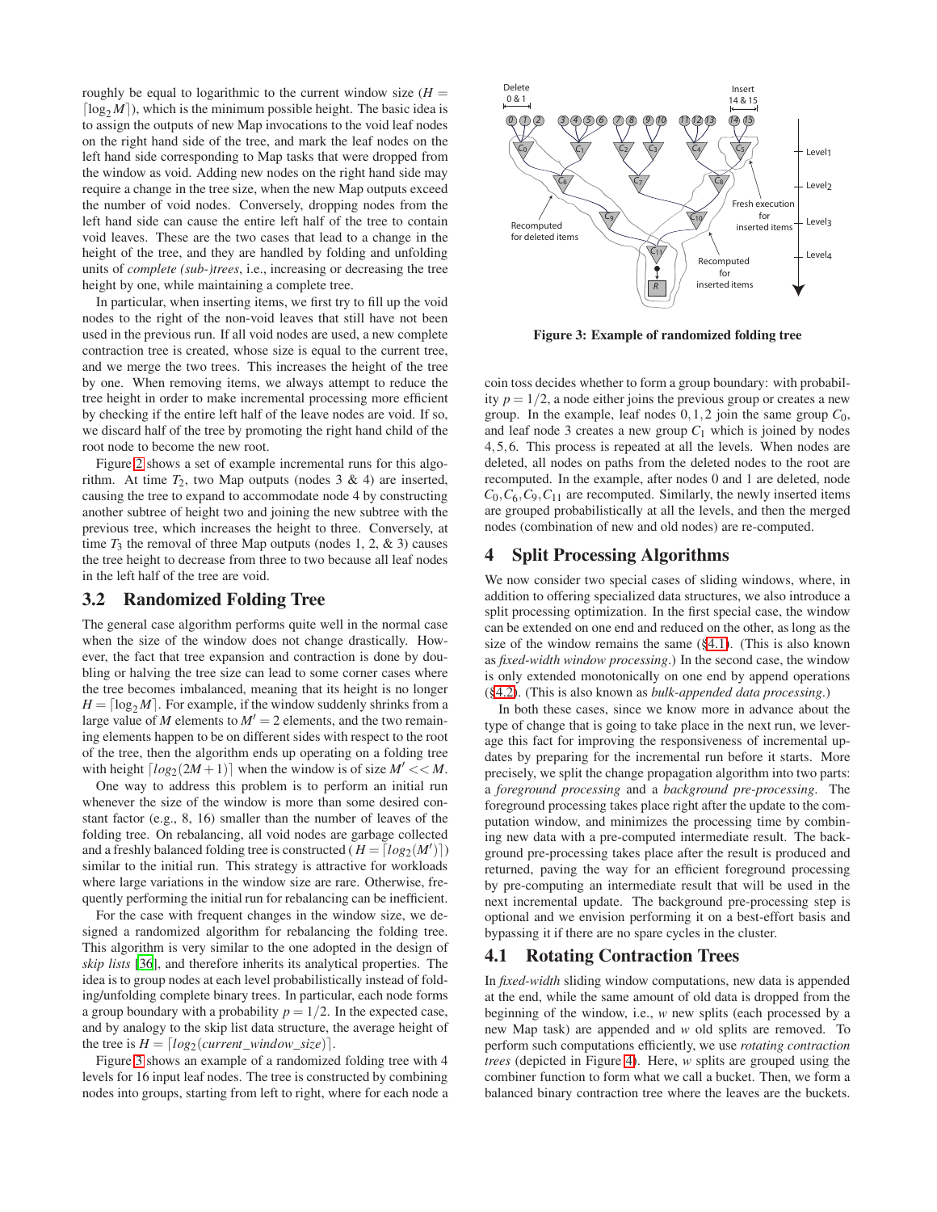roughly be equal to logarithmic to the current window size ($H = \lceil \log_2 M \rceil$), which is the minimum possible height. The basic idea is to assign the outputs of new Map invocations to the void leaf nodes on the right hand side of the tree, and mark the leaf nodes on the left hand side corresponding to Map tasks that were dropped from the window as void. Adding new nodes on the right hand side may require a change in the tree size, when the new Map outputs exceed the number of void nodes. Conversely, dropping nodes from the left hand side can cause the entire left half of the tree to contain void leaves. These are the two cases that lead to a change in the height of the tree, and they are handled by folding and unfolding units of *complete (sub-)trees*, i.e., increasing or decreasing the tree height by one, while maintaining a complete tree.

In particular, when inserting items, we first try to fill up the void nodes to the right of the non-void leaves that still have not been used in the previous run. If all void nodes are used, a new complete contraction tree is created, whose size is equal to the current tree, and we merge the two trees. This increases the height of the tree by one. When removing items, we always attempt to reduce the tree height in order to make incremental processing more efficient by checking if the entire left half of the leave nodes are void. If so, we discard half of the tree by promoting the right hand child of the root node to become the new root.

Figure 2 shows a set of example incremental runs for this algorithm. At time $T_2$, two Map outputs (nodes 3 & 4) are inserted, causing the tree to expand to accommodate node 4 by constructing another subtree of height two and joining the new subtree with the previous tree, which increases the height to three. Conversely, at time $T_3$ the removal of three Map outputs (nodes 1, 2, & 3) causes the tree height to decrease from three to two because all leaf nodes in the left half of the tree are void.

## 3.2 Randomized Folding Tree

The general case algorithm performs quite well in the normal case when the size of the window does not change drastically. However, the fact that tree expansion and contraction is done by doubling or halving the tree size can lead to some corner cases where the tree becomes imbalanced, meaning that its height is no longer $H = \lceil \log_2 M \rceil$. For example, if the window suddenly shrinks from a large value of $M$ elements to $M' = 2$ elements, and the two remaining elements happen to be on different sides with respect to the root of the tree, then the algorithm ends up operating on a folding tree with height $\lceil log_2(2M+1) \rceil$ when the window is of size $M' << M$.

One way to address this problem is to perform an initial run whenever the size of the window is more than some desired constant factor (e.g., 8, 16) smaller than the number of leaves of the folding tree. On rebalancing, all void nodes are garbage collected and a freshly balanced folding tree is constructed ($H = \lceil log_2(M') \rceil$) similar to the initial run. This strategy is attractive for workloads where large variations in the window size are rare. Otherwise, frequently performing the initial run for rebalancing can be inefficient.

For the case with frequent changes in the window size, we designed a randomized algorithm for rebalancing the folding tree. This algorithm is very similar to the one adopted in the design of *skip lists* [36], and therefore inherits its analytical properties. The idea is to group nodes at each level probabilistically instead of folding/unfolding complete binary trees. In particular, each node forms a group boundary with a probability $p = 1/2$. In the expected case, and by analogy to the skip list data structure, the average height of the tree is $H = \lceil log_2(current\_window\_size) \rceil$.

Figure 3 shows an example of a randomized folding tree with 4 levels for 16 input leaf nodes. The tree is constructed by combining nodes into groups, starting from left to right, where for each node a

Delete 0 & 1
Insert 14 & 15
0 1 2 3 4 5 6 7 8 9 10 11 12 13 14 15
$C_0$ $C_1$ $C_2$ $C_3$ $C_4$ $C_5$
$C_6$ $C_7$ $C_8$
$C_9$ $C_{10}$
$C_{11}$
R
Level1
Level2
Level3
Level4
Fresh execution for inserted items
Recomputed for deleted items
Recomputed for inserted items

**Figure 3: Example of randomized folding tree**

coin toss decides whether to form a group boundary: with probability $p = 1/2$, a node either joins the previous group or creates a new group. In the example, leaf nodes $0, 1, 2$ join the same group $C_0$, and leaf node 3 creates a new group $C_1$ which is joined by nodes $4, 5, 6$. This process is repeated at all the levels. When nodes are deleted, all nodes on paths from the deleted nodes to the root are recomputed. In the example, after nodes 0 and 1 are deleted, node $C_0, C_6, C_9, C_{11}$ are recomputed. Similarly, the newly inserted items are grouped probabilistically at all the levels, and then the merged nodes (combination of new and old nodes) are re-computed.

# 4 Split Processing Algorithms

We now consider two special cases of sliding windows, where, in addition to offering specialized data structures, we also introduce a split processing optimization. In the first special case, the window can be extended on one end and reduced on the other, as long as the size of the window remains the same (§4.1). (This is also known as *fixed-width window processing*.) In the second case, the window is only extended monotonically on one end by append operations (§4.2). (This is also known as *bulk-appended data processing*.)

In both these cases, since we know more in advance about the type of change that is going to take place in the next run, we leverage this fact for improving the responsiveness of incremental updates by preparing for the incremental run before it starts. More precisely, we split the change propagation algorithm into two parts: a *foreground processing* and a *background pre-processing*. The foreground processing takes place right after the update to the computation window, and minimizes the processing time by combining new data with a pre-computed intermediate result. The background pre-processing takes place after the result is produced and returned, paving the way for an efficient foreground processing by pre-computing an intermediate result that will be used in the next incremental update. The background pre-processing step is optional and we envision performing it on a best-effort basis and bypassing it if there are no spare cycles in the cluster.

## 4.1 Rotating Contraction Trees

In *fixed-width* sliding window computations, new data is appended at the end, while the same amount of old data is dropped from the beginning of the window, i.e., $w$ new splits (each processed by a new Map task) are appended and $w$ old splits are removed. To perform such computations efficiently, we use *rotating contraction trees* (depicted in Figure 4). Here, $w$ splits are grouped using the combiner function to form what we call a bucket. Then, we form a balanced binary contraction tree where the leaves are the buckets.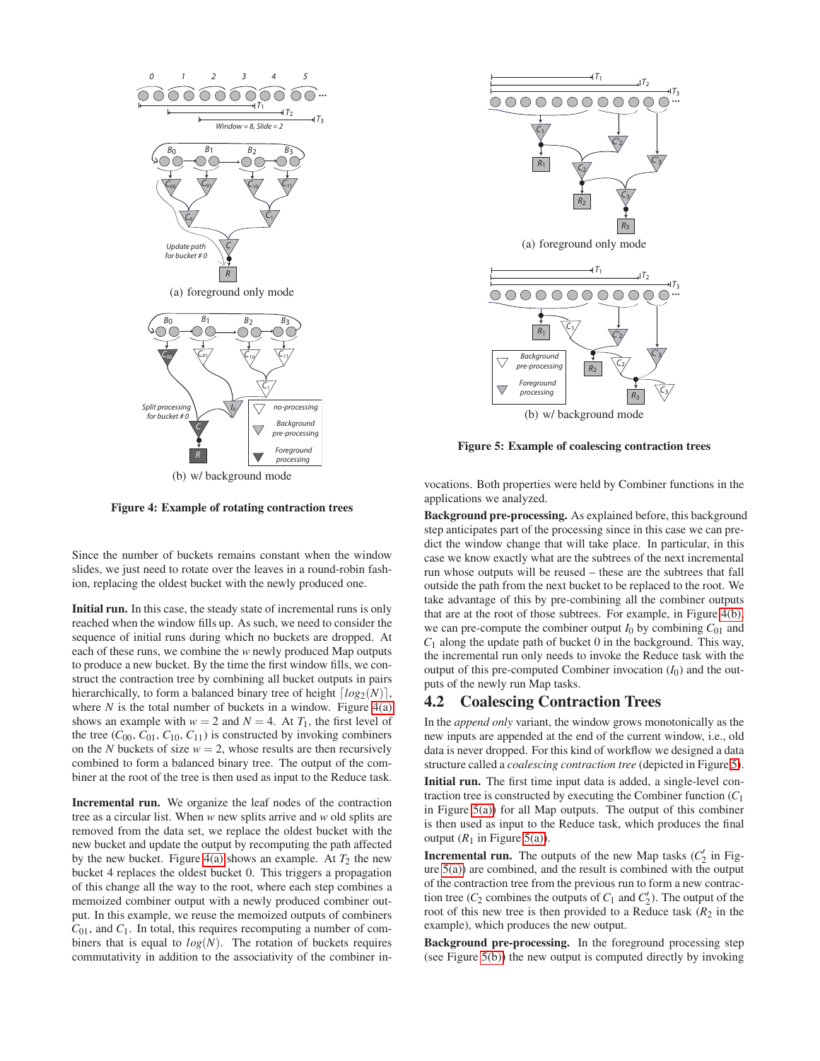(a) foreground only mode

(b) w/ background mode

**Figure 4: Example of rotating contraction trees**

Since the number of buckets remains constant when the window slides, we just need to rotate over the leaves in a round-robin fashion, replacing the oldest bucket with the newly produced one.

**Initial run.** In this case, the steady state of incremental runs is only reached when the window fills up. As such, we need to consider the sequence of initial runs during which no buckets are dropped. At each of these runs, we combine the $w$ newly produced Map outputs to produce a new bucket. By the time the first window fills, we construct the contraction tree by combining all bucket outputs in pairs hierarchically, to form a balanced binary tree of height $\lceil log_2(N) \rceil$, where $N$ is the total number of buckets in a window. Figure 4(a) shows an example with $w = 2$ and $N = 4$. At $T_1$, the first level of the tree ($C_{00}$, $C_{01}$, $C_{10}$, $C_{11}$) is constructed by invoking combiners on the $N$ buckets of size $w = 2$, whose results are then recursively combined to form a balanced binary tree. The output of the combiner at the root of the tree is then used as input to the Reduce task.

**Incremental run.** We organize the leaf nodes of the contraction tree as a circular list. When $w$ new splits arrive and $w$ old splits are removed from the data set, we replace the oldest bucket with the new bucket and update the output by recomputing the path affected by the new bucket. Figure 4(a) shows an example. At $T_2$ the new bucket 4 replaces the oldest bucket 0. This triggers a propagation of this change all the way to the root, where each step combines a memoized combiner output with a newly produced combiner output. In this example, we reuse the memoized outputs of combiners $C_{01}$, and $C_1$. In total, this requires recomputing a number of combiners that is equal to $log(N)$. The rotation of buckets requires commutativity in addition to the associativity of the combiner invocations. Both properties were held by Combiner functions in the applications we analyzed.

**Background pre-processing.** As explained before, this background step anticipates part of the processing since in this case we can predict the window change that will take place. In particular, in this case we know exactly what are the subtrees of the next incremental run whose outputs will be reused – these are the subtrees that fall outside the path from the next bucket to be replaced to the root. We take advantage of this by pre-combining all the combiner outputs that are at the root of those subtrees. For example, in Figure 4(b), we can pre-compute the combiner output $I_0$ by combining $C_{01}$ and $C_1$ along the update path of bucket 0 in the background. This way, the incremental run only needs to invoke the Reduce task with the output of this pre-computed Combiner invocation ($I_0$) and the outputs of the newly run Map tasks.

(a) foreground only mode

(b) w/ background mode

**Figure 5: Example of coalescing contraction trees**

## 4.2 Coalescing Contraction Trees

In the *append only* variant, the window grows monotonically as the new inputs are appended at the end of the current window, i.e., old data is never dropped. For this kind of workflow we designed a data structure called a *coalescing contraction tree* (depicted in Figure 5).

**Initial run.** The first time input data is added, a single-level contraction tree is constructed by executing the Combiner function ($C_1$ in Figure 5(a)) for all Map outputs. The output of this combiner is then used as input to the Reduce task, which produces the final output ($R_1$ in Figure 5(a)).

**Incremental run.** The outputs of the new Map tasks ($C'_2$ in Figure 5(a)) are combined, and the result is combined with the output of the contraction tree from the previous run to form a new contraction tree ($C_2$ combines the outputs of $C_1$ and $C'_2$). The output of the root of this new tree is then provided to a Reduce task ($R_2$ in the example), which produces the new output.

**Background pre-processing.** In the foreground processing step (see Figure 5(b)) the new output is computed directly by invoking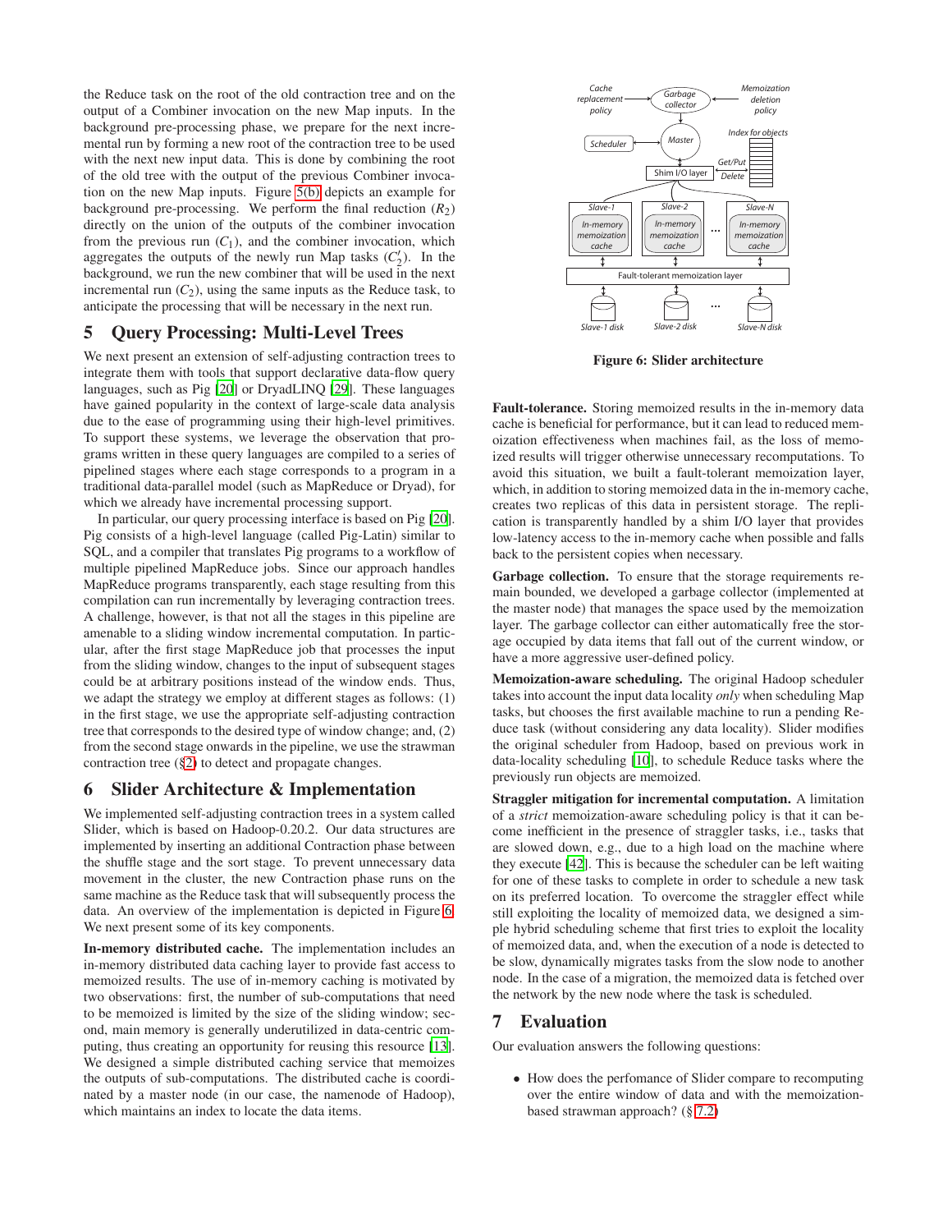the Reduce task on the root of the old contraction tree and on the output of a Combiner invocation on the new Map inputs. In the background pre-processing phase, we prepare for the next incremental run by forming a new root of the contraction tree to be used with the next new input data. This is done by combining the root of the old tree with the output of the previous Combiner invocation on the new Map inputs. Figure 5(b) depicts an example for background pre-processing. We perform the final reduction ($R_2$) directly on the union of the outputs of the combiner invocation from the previous run ($C_1$), and the combiner invocation, which aggregates the outputs of the newly run Map tasks ($C_2'$). In the background, we run the new combiner that will be used in the next incremental run ($C_2$), using the same inputs as the Reduce task, to anticipate the processing that will be necessary in the next run.

## 5 Query Processing: Multi-Level Trees

We next present an extension of self-adjusting contraction trees to integrate them with tools that support declarative data-flow query languages, such as Pig [20] or DryadLINQ [29]. These languages have gained popularity in the context of large-scale data analysis due to the ease of programming using their high-level primitives. To support these systems, we leverage the observation that programs written in these query languages are compiled to a series of pipelined stages where each stage corresponds to a program in a traditional data-parallel model (such as MapReduce or Dryad), for which we already have incremental processing support.

In particular, our query processing interface is based on Pig [20]. Pig consists of a high-level language (called Pig-Latin) similar to SQL, and a compiler that translates Pig programs to a workflow of multiple pipelined MapReduce jobs. Since our approach handles MapReduce programs transparently, each stage resulting from this compilation can run incrementally by leveraging contraction trees. A challenge, however, is that not all the stages in this pipeline are amenable to a sliding window incremental computation. In particular, after the first stage MapReduce job that processes the input from the sliding window, changes to the input of subsequent stages could be at arbitrary positions instead of the window ends. Thus, we adapt the strategy we employ at different stages as follows: (1) in the first stage, we use the appropriate self-adjusting contraction tree that corresponds to the desired type of window change; and, (2) from the second stage onwards in the pipeline, we use the strawman contraction tree (§2) to detect and propagate changes.

## 6 Slider Architecture & Implementation

We implemented self-adjusting contraction trees in a system called Slider, which is based on Hadoop-0.20.2. Our data structures are implemented by inserting an additional Contraction phase between the shuffle stage and the sort stage. To prevent unnecessary data movement in the cluster, the new Contraction phase runs on the same machine as the Reduce task that will subsequently process the data. An overview of the implementation is depicted in Figure 6. We next present some of its key components.

**In-memory distributed cache.** The implementation includes an in-memory distributed data caching layer to provide fast access to memoized results. The use of in-memory caching is motivated by two observations: first, the number of sub-computations that need to be memoized is limited by the size of the sliding window; second, main memory is generally underutilized in data-centric computing, thus creating an opportunity for reusing this resource [13]. We designed a simple distributed caching service that memoizes the outputs of sub-computations. The distributed cache is coordinated by a master node (in our case, the namenode of Hadoop), which maintains an index to locate the data items.

Cache replacement policy
Garbage collector
Memoization deletion policy
Scheduler
Master
Index for objects
Get/Put
Delete
Shim I/O layer
Slave-1
Slave-2
Slave-N
In-memory memoization cache
In-memory memoization cache
In-memory memoization cache
Fault-tolerant memoization layer
Slave-1 disk
Slave-2 disk
Slave-N disk

**Figure 6: Slider architecture**

**Fault-tolerance.** Storing memoized results in the in-memory data cache is beneficial for performance, but it can lead to reduced memoization effectiveness when machines fail, as the loss of memoized results will trigger otherwise unnecessary recomputations. To avoid this situation, we built a fault-tolerant memoization layer, which, in addition to storing memoized data in the in-memory cache, creates two replicas of this data in persistent storage. The replication is transparently handled by a shim I/O layer that provides low-latency access to the in-memory cache when possible and falls back to the persistent copies when necessary.

**Garbage collection.** To ensure that the storage requirements remain bounded, we developed a garbage collector (implemented at the master node) that manages the space used by the memoization layer. The garbage collector can either automatically free the storage occupied by data items that fall out of the current window, or have a more aggressive user-defined policy.

**Memoization-aware scheduling.** The original Hadoop scheduler takes into account the input data locality *only* when scheduling Map tasks, but chooses the first available machine to run a pending Reduce task (without considering any data locality). Slider modifies the original scheduler from Hadoop, based on previous work in data-locality scheduling [10], to schedule Reduce tasks where the previously run objects are memoized.

**Straggler mitigation for incremental computation.** A limitation of a *strict* memoization-aware scheduling policy is that it can become inefficient in the presence of straggler tasks, i.e., tasks that are slowed down, e.g., due to a high load on the machine where they execute [42]. This is because the scheduler can be left waiting for one of these tasks to complete in order to schedule a new task on its preferred location. To overcome the straggler effect while still exploiting the locality of memoized data, we designed a simple hybrid scheduling scheme that first tries to exploit the locality of memoized data, and, when the execution of a node is detected to be slow, dynamically migrates tasks from the slow node to another node. In the case of a migration, the memoized data is fetched over the network by the new node where the task is scheduled.

## 7 Evaluation

Our evaluation answers the following questions:

- How does the perfomance of Slider compare to recomputing over the entire window of data and with the memoization-based strawman approach? (§ 7.2)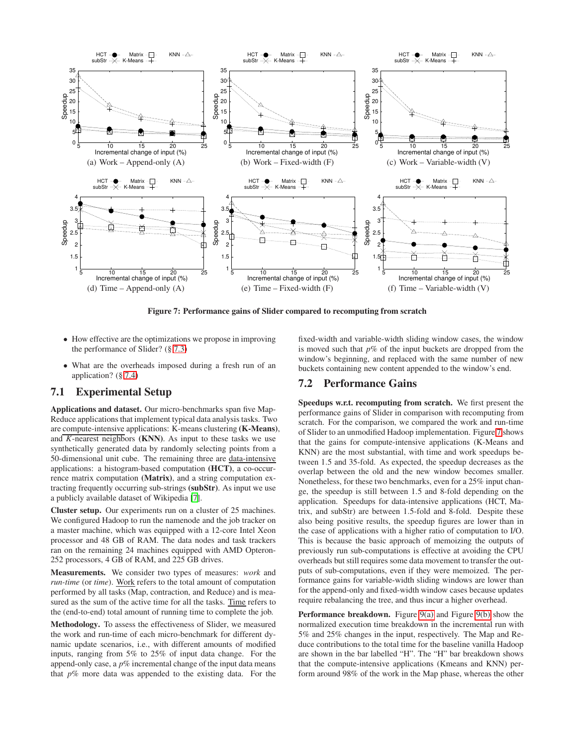(a) Work – Append-only (A)

(b) Work – Fixed-width (F)

(c) Work – Variable-width (V)

(d) Time – Append-only (A)

(e) Time – Fixed-width (F)

(f) Time – Variable-width (V)

**Figure 7: Performance gains of Slider compared to recomputing from scratch**

- How effective are the optimizations we propose in improving the performance of Slider? (§ 7.3)
- What are the overheads imposed during a fresh run of an application? (§ 7.4)

## 7.1 Experimental Setup

**Applications and dataset.** Our micro-benchmarks span five MapReduce applications that implement typical data analysis tasks. Two are compute-intensive applications: K-means clustering **(K-Means)**, and *K*-nearest neighbors **(KNN)**. As input to these tasks we use synthetically generated data by randomly selecting points from a 50-dimensional unit cube. The remaining three are data-intensive applications: a histogram-based computation **(HCT)**, a co-occurrence matrix computation **(Matrix)**, and a string computation extracting frequently occurring sub-strings **(subStr)**. As input we use a publicly available dataset of Wikipedia [7].

**Cluster setup.** Our experiments run on a cluster of 25 machines. We configured Hadoop to run the namenode and the job tracker on a master machine, which was equipped with a 12-core Intel Xeon processor and 48 GB of RAM. The data nodes and task trackers ran on the remaining 24 machines equipped with AMD Opteron-252 processors, 4 GB of RAM, and 225 GB drives.

**Measurements.** We consider two types of measures: *work* and *run-time* (or *time*). Work refers to the total amount of computation performed by all tasks (Map, contraction, and Reduce) and is measured as the sum of the active time for all the tasks. Time refers to the (end-to-end) total amount of running time to complete the job.

**Methodology.** To assess the effectiveness of Slider, we measured the work and run-time of each micro-benchmark for different dynamic update scenarios, i.e., with different amounts of modified inputs, ranging from 5% to 25% of input data change. For the append-only case, a *p*% incremental change of the input data means that *p*% more data was appended to the existing data. For the fixed-width and variable-width sliding window cases, the window is moved such that *p*% of the input buckets are dropped from the window's beginning, and replaced with the same number of new buckets containing new content appended to the window's end.

## 7.2 Performance Gains

**Speedups w.r.t. recomputing from scratch.** We first present the performance gains of Slider in comparison with recomputing from scratch. For the comparison, we compared the work and run-time of Slider to an unmodified Hadoop implementation. Figure 7 shows that the gains for compute-intensive applications (K-Means and KNN) are the most substantial, with time and work speedups between 1.5 and 35-fold. As expected, the speedup decreases as the overlap between the old and the new window becomes smaller. Nonetheless, for these two benchmarks, even for a 25% input change, the speedup is still between 1.5 and 8-fold depending on the application. Speedups for data-intensive applications (HCT, Matrix, and subStr) are between 1.5-fold and 8-fold. Despite these also being positive results, the speedup figures are lower than in the case of applications with a higher ratio of computation to I/O. This is because the basic approach of memoizing the outputs of previously run sub-computations is effective at avoiding the CPU overheads but still requires some data movement to transfer the outputs of sub-computations, even if they were memoized. The performance gains for variable-width sliding windows are lower than for the append-only and fixed-width window cases because updates require rebalancing the tree, and thus incur a higher overhead.

**Performance breakdown.** Figure 9(a) and Figure 9(b) show the normalized execution time breakdown in the incremental run with 5% and 25% changes in the input, respectively. The Map and Reduce contributions to the total time for the baseline vanilla Hadoop are shown in the bar labelled "H". The "H" bar breakdown shows that the compute-intensive applications (Kmeans and KNN) perform around 98% of the work in the Map phase, whereas the other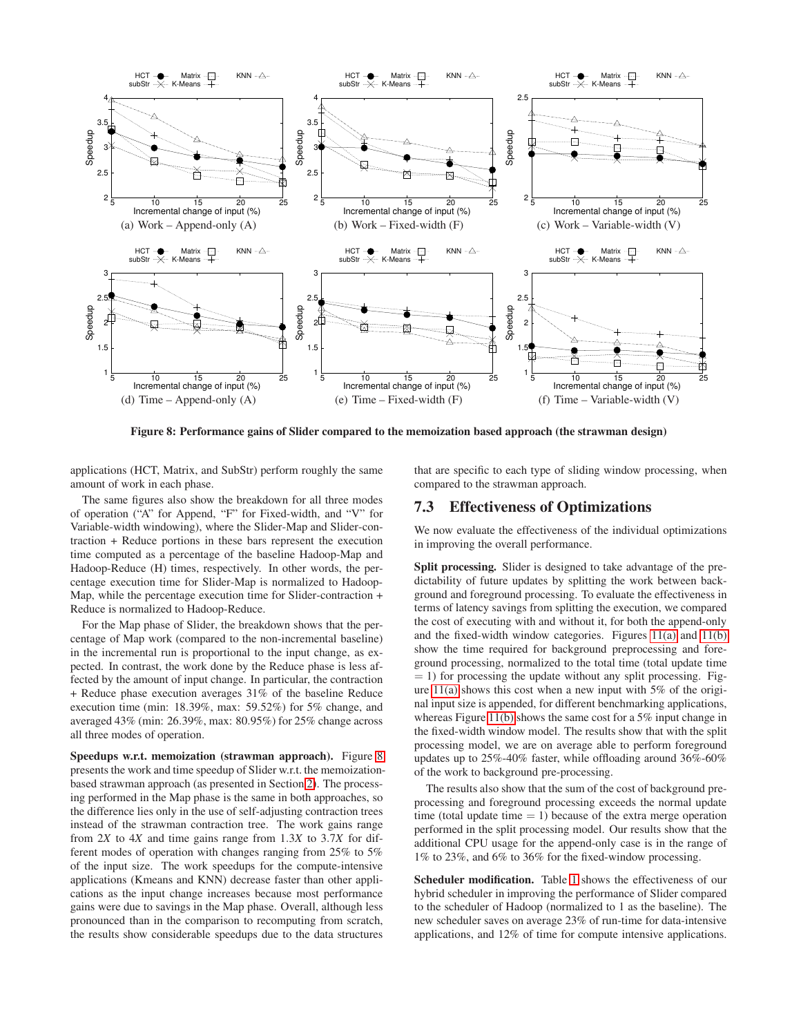(a) Work – Append-only (A)

(b) Work – Fixed-width (F)

(c) Work – Variable-width (V)

(d) Time – Append-only (A)

(e) Time – Fixed-width (F)

(f) Time – Variable-width (V)

**Figure 8: Performance gains of Slider compared to the memoization based approach (the strawman design)**

applications (HCT, Matrix, and SubStr) perform roughly the same amount of work in each phase.

The same figures also show the breakdown for all three modes of operation ("A" for Append, "F" for Fixed-width, and "V" for Variable-width windowing), where the Slider-Map and Slider-contraction + Reduce portions in these bars represent the execution time computed as a percentage of the baseline Hadoop-Map and Hadoop-Reduce (H) times, respectively. In other words, the percentage execution time for Slider-Map is normalized to Hadoop-Map, while the percentage execution time for Slider-contraction + Reduce is normalized to Hadoop-Reduce.

For the Map phase of Slider, the breakdown shows that the percentage of Map work (compared to the non-incremental baseline) in the incremental run is proportional to the input change, as expected. In contrast, the work done by the Reduce phase is less affected by the amount of input change. In particular, the contraction + Reduce phase execution averages 31% of the baseline Reduce execution time (min: 18.39%, max: 59.52%) for 5% change, and averaged 43% (min: 26.39%, max: 80.95%) for 25% change across all three modes of operation.

**Speedups w.r.t. memoization (strawman approach).** Figure 8 presents the work and time speedup of Slider w.r.t. the memoization-based strawman approach (as presented in Section 2). The processing performed in the Map phase is the same in both approaches, so the difference lies only in the use of self-adjusting contraction trees instead of the strawman contraction tree. The work gains range from $2X$ to $4X$ and time gains range from $1.3X$ to $3.7X$ for different modes of operation with changes ranging from 25% to 5% of the input size. The work speedups for the compute-intensive applications (Kmeans and KNN) decrease faster than other applications as the input change increases because most performance gains were due to savings in the Map phase. Overall, although less pronounced than in the comparison to recomputing from scratch, the results show considerable speedups due to the data structures that are specific to each type of sliding window processing, when compared to the strawman approach.

## 7.3 Effectiveness of Optimizations

We now evaluate the effectiveness of the individual optimizations in improving the overall performance.

**Split processing.** Slider is designed to take advantage of the predictability of future updates by splitting the work between background and foreground processing. To evaluate the effectiveness in terms of latency savings from splitting the execution, we compared the cost of executing with and without it, for both the append-only and the fixed-width window categories. Figures 11(a) and 11(b) show the time required for background preprocessing and foreground processing, normalized to the total time (total update time = 1) for processing the update without any split processing. Figure 11(a) shows this cost when a new input with 5% of the original input size is appended, for different benchmarking applications, whereas Figure 11(b) shows the same cost for a 5% input change in the fixed-width window model. The results show that with the split processing model, we are on average able to perform foreground updates up to 25%-40% faster, while offloading around 36%-60% of the work to background pre-processing.

The results also show that the sum of the cost of background preprocessing and foreground processing exceeds the normal update time (total update time = 1) because of the extra merge operation performed in the split processing model. Our results show that the additional CPU usage for the append-only case is in the range of 1% to 23%, and 6% to 36% for the fixed-window processing.

**Scheduler modification.** Table 1 shows the effectiveness of our hybrid scheduler in improving the performance of Slider compared to the scheduler of Hadoop (normalized to 1 as the baseline). The new scheduler saves on average 23% of run-time for data-intensive applications, and 12% of time for compute intensive applications.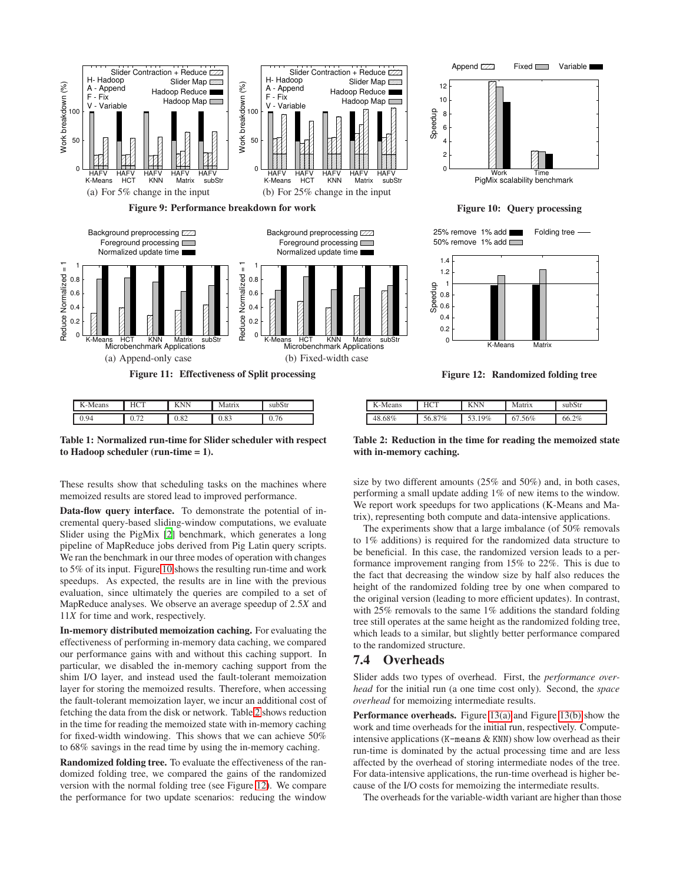(a) For 5% change in the input

(b) For 25% change in the input

**Figure 9: Performance breakdown for work**

**Figure 10: Query processing**

(a) Append-only case

(b) Fixed-width case

**Figure 11: Effectiveness of Split processing**

**Figure 12: Randomized folding tree**

| K-Means | HCT | KNN | Matrix | subStr |
|---|---|---|---|---|
| 0.94 | 0.72 | 0.82 | 0.83 | 0.76 |

**Table 1: Normalized run-time for Slider scheduler with respect to Hadoop scheduler (run-time = 1).**

| K-Means | HCT | KNN | Matrix | subStr |
|---|---|---|---|---|
| 48.68% | 56.87% | 53.19% | 67.56% | 66.2% |

**Table 2: Reduction in the time for reading the memoized state with in-memory caching.**

These results show that scheduling tasks on the machines where memoized results are stored lead to improved performance.

**Data-flow query interface.** To demonstrate the potential of incremental query-based sliding-window computations, we evaluate Slider using the PigMix [2] benchmark, which generates a long pipeline of MapReduce jobs derived from Pig Latin query scripts. We ran the benchmark in our three modes of operation with changes to 5% of its input. Figure 10 shows the resulting run-time and work speedups. As expected, the results are in line with the previous evaluation, since ultimately the queries are compiled to a set of MapReduce analyses. We observe an average speedup of 2.5*X* and 11*X* for time and work, respectively.

**In-memory distributed memoization caching.** For evaluating the effectiveness of performing in-memory data caching, we compared our performance gains with and without this caching support. In particular, we disabled the in-memory caching support from the shim I/O layer, and instead used the fault-tolerant memoization layer for storing the memoized results. Therefore, when accessing the fault-tolerant memoization layer, we incur an additional cost of fetching the data from the disk or network. Table 2 shows reduction in the time for reading the memoized state with in-memory caching for fixed-width windowing. This shows that we can achieve 50% to 68% savings in the read time by using the in-memory caching.

**Randomized folding tree.** To evaluate the effectiveness of the randomized folding tree, we compared the gains of the randomized version with the normal folding tree (see Figure 12). We compare the performance for two update scenarios: reducing the window size by two different amounts (25% and 50%) and, in both cases, performing a small update adding 1% of new items to the window. We report work speedups for two applications (K-Means and Matrix), representing both compute and data-intensive applications.

The experiments show that a large imbalance (of 50% removals to 1% additions) is required for the randomized data structure to be beneficial. In this case, the randomized version leads to a performance improvement ranging from 15% to 22%. This is due to the fact that decreasing the window size by half also reduces the height of the randomized folding tree by one when compared to the original version (leading to more efficient updates). In contrast, with 25% removals to the same 1% additions the standard folding tree still operates at the same height as the randomized folding tree, which leads to a similar, but slightly better performance compared to the randomized structure.

## 7.4 Overheads

Slider adds two types of overhead. First, the *performance overhead* for the initial run (a one time cost only). Second, the *space overhead* for memoizing intermediate results.

**Performance overheads.** Figure 13(a) and Figure 13(b) show the work and time overheads for the initial run, respectively. Compute-intensive applications (`K-means` & `KNN`) show low overhead as their run-time is dominated by the actual processing time and are less affected by the overhead of storing intermediate nodes of the tree. For data-intensive applications, the run-time overhead is higher because of the I/O costs for memoizing the intermediate results.

The overheads for the variable-width variant are higher than those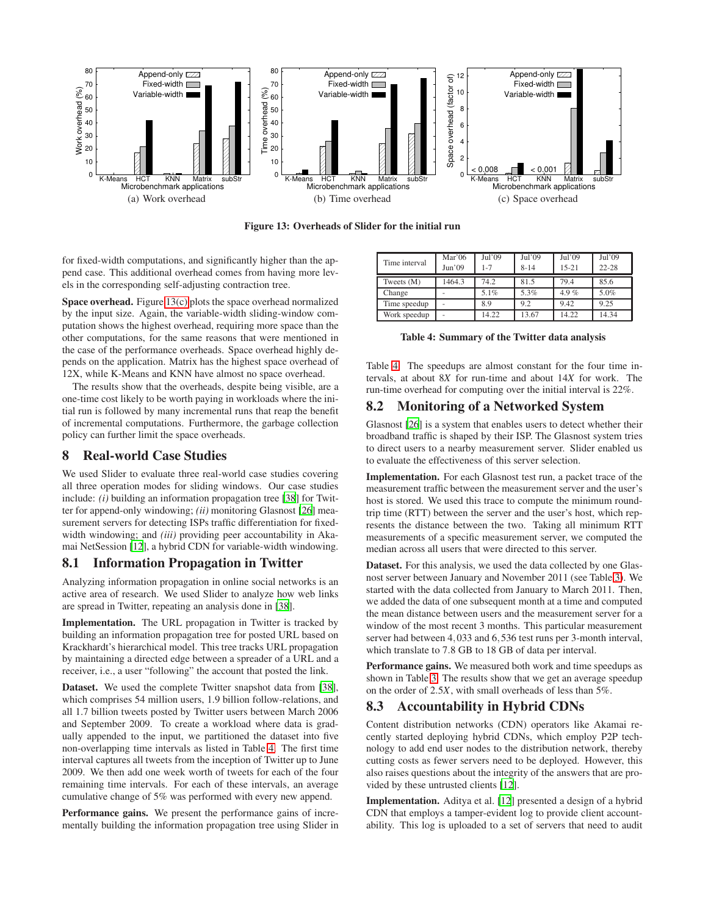Figure 13: Overheads of Slider for the initial run

for fixed-width computations, and significantly higher than the append case. This additional overhead comes from having more levels in the corresponding self-adjusting contraction tree.

**Space overhead.** Figure 13(c) plots the space overhead normalized by the input size. Again, the variable-width sliding-window computation shows the highest overhead, requiring more space than the other computations, for the same reasons that were mentioned in the case of the performance overheads. Space overhead highly depends on the application. Matrix has the highest space overhead of 12X, while K-Means and KNN have almost no space overhead.

The results show that the overheads, despite being visible, are a one-time cost likely to be worth paying in workloads where the initial run is followed by many incremental runs that reap the benefit of incremental computations. Furthermore, the garbage collection policy can further limit the space overheads.

## 8 Real-world Case Studies

We used Slider to evaluate three real-world case studies covering all three operation modes for sliding windows. Our case studies include: *(i)* building an information propagation tree [38] for Twitter for append-only windowing; *(ii)* monitoring Glasnost [26] measurement servers for detecting ISPs traffic differentiation for fixed-width windowing; and *(iii)* providing peer accountability in Akamai NetSession [12], a hybrid CDN for variable-width windowing.

### 8.1 Information Propagation in Twitter

Analyzing information propagation in online social networks is an active area of research. We used Slider to analyze how web links are spread in Twitter, repeating an analysis done in [38].

**Implementation.** The URL propagation in Twitter is tracked by building an information propagation tree for posted URL based on Krackhardt's hierarchical model. This tree tracks URL propagation by maintaining a directed edge between a spreader of a URL and a receiver, i.e., a user "following" the account that posted the link.

**Dataset.** We used the complete Twitter snapshot data from [38], which comprises 54 million users, 1.9 billion follow-relations, and all 1.7 billion tweets posted by Twitter users between March 2006 and September 2009. To create a workload where data is gradually appended to the input, we partitioned the dataset into five non-overlapping time intervals as listed in Table 4. The first time interval captures all tweets from the inception of Twitter up to June 2009. We then add one week worth of tweets for each of the four remaining time intervals. For each of these intervals, an average cumulative change of 5% was performed with every new append.

**Performance gains.** We present the performance gains of incrementally building the information propagation tree using Slider in Table 4. The speedups are almost constant for the four time intervals, at about 8*X* for run-time and about 14*X* for work. The run-time overhead for computing over the initial interval is 22%.

| Time interval | Mar'06 Jun'09 | Jul'09 1-7 | Jul'09 8-14 | Jul'09 15-21 | Jul'09 22-28 |
|---|---|---|---|---|---|
| Tweets (M) | 1464.3 | 74.2 | 81.5 | 79.4 | 85.6 |
| Change | - | 5.1% | 5.3% | 4.9 % | 5.0% |
| Time speedup | - | 8.9 | 9.2 | 9.42 | 9.25 |
| Work speedup | - | 14.22 | 13.67 | 14.22 | 14.34 |

Table 4: Summary of the Twitter data analysis

### 8.2 Monitoring of a Networked System

Glasnost [26] is a system that enables users to detect whether their broadband traffic is shaped by their ISP. The Glasnost system tries to direct users to a nearby measurement server. Slider enabled us to evaluate the effectiveness of this server selection.

**Implementation.** For each Glasnost test run, a packet trace of the measurement traffic between the measurement server and the user's host is stored. We used this trace to compute the minimum round-trip time (RTT) between the server and the user's host, which represents the distance between the two. Taking all minimum RTT measurements of a specific measurement server, we computed the median across all users that were directed to this server.

**Dataset.** For this analysis, we used the data collected by one Glasnost server between January and November 2011 (see Table 3). We started with the data collected from January to March 2011. Then, we added the data of one subsequent month at a time and computed the mean distance between users and the measurement server for a window of the most recent 3 months. This particular measurement server had between 4,033 and 6,536 test runs per 3-month interval, which translate to 7.8 GB to 18 GB of data per interval.

**Performance gains.** We measured both work and time speedups as shown in Table 3. The results show that we get an average speedup on the order of 2.5*X*, with small overheads of less than 5%.

### 8.3 Accountability in Hybrid CDNs

Content distribution networks (CDN) operators like Akamai recently started deploying hybrid CDNs, which employ P2P technology to add end user nodes to the distribution network, thereby cutting costs as fewer servers need to be deployed. However, this also raises questions about the integrity of the answers that are provided by these untrusted clients [12].

**Implementation.** Aditya et al. [12] presented a design of a hybrid CDN that employs a tamper-evident log to provide client accountability. This log is uploaded to a set of servers that need to audit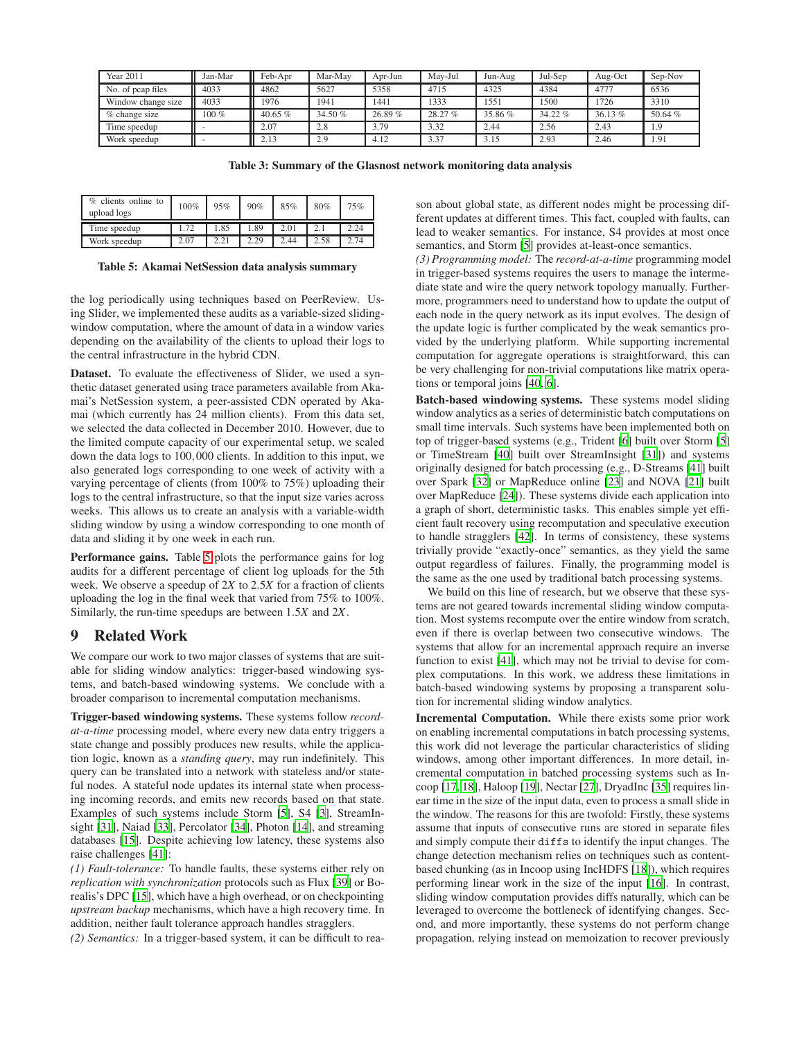| Year 2011 | Jan-Mar | Feb-Apr | Mar-May | Apr-Jun | May-Jul | Jun-Aug | Jul-Sep | Aug-Oct | Sep-Nov |
|---|---|---|---|---|---|---|---|---|---|
| No. of pcap files | 4033 | 4862 | 5627 | 5358 | 4715 | 4325 | 4384 | 4777 | 6536 |
| Window change size | 4033 | 1976 | 1941 | 1441 | 1333 | 1551 | 1500 | 1726 | 3310 |
| % change size | 100 % | 40.65 % | 34.50 % | 26.89 % | 28.27 % | 35.86 % | 34.22 % | 36.13 % | 50.64 % |
| Time speedup | - | 2.07 | 2.8 | 3.79 | 3.32 | 2.44 | 2.56 | 2.43 | 1.9 |
| Work speedup | - | 2.13 | 2.9 | 4.12 | 3.37 | 3.15 | 2.93 | 2.46 | 1.91 |

**Table 3: Summary of the Glasnost network monitoring data analysis**

| % clients online to upload logs | 100% | 95% | 90% | 85% | 80% | 75% |
|---|---|---|---|---|---|---|
| Time speedup | 1.72 | 1.85 | 1.89 | 2.01 | 2.1 | 2.24 |
| Work speedup | 2.07 | 2.21 | 2.29 | 2.44 | 2.58 | 2.74 |

**Table 5: Akamai NetSession data analysis summary**

the log periodically using techniques based on PeerReview. Using Slider, we implemented these audits as a variable-sized sliding-window computation, where the amount of data in a window varies depending on the availability of the clients to upload their logs to the central infrastructure in the hybrid CDN.

**Dataset.** To evaluate the effectiveness of Slider, we used a synthetic dataset generated using trace parameters available from Akamai's NetSession system, a peer-assisted CDN operated by Akamai (which currently has 24 million clients). From this data set, we selected the data collected in December 2010. However, due to the limited compute capacity of our experimental setup, we scaled down the data logs to 100,000 clients. In addition to this input, we also generated logs corresponding to one week of activity with a varying percentage of clients (from 100% to 75%) uploading their logs to the central infrastructure, so that the input size varies across weeks. This allows us to create an analysis with a variable-width sliding window by using a window corresponding to one month of data and sliding it by one week in each run.

**Performance gains.** Table 5 plots the performance gains for log audits for a different percentage of client log uploads for the 5th week. We observe a speedup of $2X$ to $2.5X$ for a fraction of clients uploading the log in the final week that varied from 75% to 100%. Similarly, the run-time speedups are between $1.5X$ and $2X$.

# 9 Related Work

We compare our work to two major classes of systems that are suitable for sliding window analytics: trigger-based windowing systems, and batch-based windowing systems. We conclude with a broader comparison to incremental computation mechanisms.

**Trigger-based windowing systems.** These systems follow *record-at-a-time* processing model, where every new data entry triggers a state change and possibly produces new results, while the application logic, known as a *standing query*, may run indefinitely. This query can be translated into a network with stateless and/or stateful nodes. A stateful node updates its internal state when processing incoming records, and emits new records based on that state. Examples of such systems include Storm [5], S4 [3], StreamInsight [31], Naiad [33], Percolator [34], Photon [14], and streaming databases [15]. Despite achieving low latency, these systems also raise challenges [41]:

*(1) Fault-tolerance:* To handle faults, these systems either rely on *replication with synchronization* protocols such as Flux [39] or Borealis's DPC [15], which have a high overhead, or on checkpointing *upstream backup* mechanisms, which have a high recovery time. In addition, neither fault tolerance approach handles stragglers.

*(2) Semantics:* In a trigger-based system, it can be difficult to reason about global state, as different nodes might be processing different updates at different times. This fact, coupled with faults, can lead to weaker semantics. For instance, S4 provides at most once semantics, and Storm [5] provides at-least-once semantics.

*(3) Programming model:* The *record-at-a-time* programming model in trigger-based systems requires the users to manage the intermediate state and wire the query network topology manually. Furthermore, programmers need to understand how to update the output of each node in the query network as its input evolves. The design of the update logic is further complicated by the weak semantics provided by the underlying platform. While supporting incremental computation for aggregate operations is straightforward, this can be very challenging for non-trivial computations like matrix operations or temporal joins [40, 6].

**Batch-based windowing systems.** These systems model sliding window analytics as a series of deterministic batch computations on small time intervals. Such systems have been implemented both on top of trigger-based systems (e.g., Trident [6] built over Storm [5] or TimeStream [40] built over StreamInsight [31]) and systems originally designed for batch processing (e.g., D-Streams [41] built over Spark [32] or MapReduce online [23] and NOVA [21] built over MapReduce [24]). These systems divide each application into a graph of short, deterministic tasks. This enables simple yet efficient fault recovery using recomputation and speculative execution to handle stragglers [42]. In terms of consistency, these systems trivially provide "exactly-once" semantics, as they yield the same output regardless of failures. Finally, the programming model is the same as the one used by traditional batch processing systems.

We build on this line of research, but we observe that these systems are not geared towards incremental sliding window computation. Most systems recompute over the entire window from scratch, even if there is overlap between two consecutive windows. The systems that allow for an incremental approach require an inverse function to exist [41], which may not be trivial to devise for complex computations. In this work, we address these limitations in batch-based windowing systems by proposing a transparent solution for incremental sliding window analytics.

**Incremental Computation.** While there exists some prior work on enabling incremental computations in batch processing systems, this work did not leverage the particular characteristics of sliding windows, among other important differences. In more detail, incremental computation in batched processing systems such as Incoop [17, 18], Haloop [19], Nectar [27], DryadInc [35] requires linear time in the size of the input data, even to process a small slide in the window. The reasons for this are twofold: Firstly, these systems assume that inputs of consecutive runs are stored in separate files and simply compute their `diffs` to identify the input changes. The change detection mechanism relies on techniques such as content-based chunking (as in Incoop using IncHDFS [18]), which requires performing linear work in the size of the input [16]. In contrast, sliding window computation provides diffs naturally, which can be leveraged to overcome the bottleneck of identifying changes. Second, and more importantly, these systems do not perform change propagation, relying instead on memoization to recover previously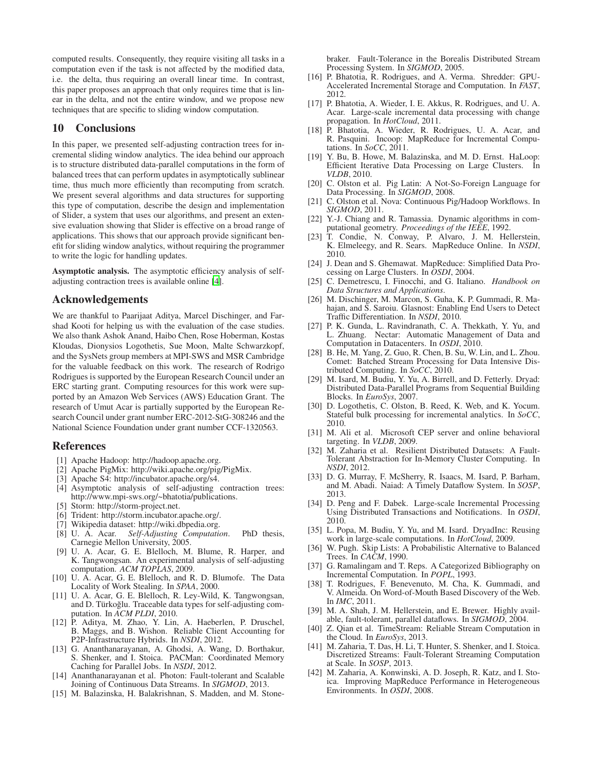computed results. Consequently, they require visiting all tasks in a computation even if the task is not affected by the modified data, i.e. the delta, thus requiring an overall linear time. In contrast, this paper proposes an approach that only requires time that is linear in the delta, and not the entire window, and we propose new techniques that are specific to sliding window computation.

## 10 Conclusions

In this paper, we presented self-adjusting contraction trees for incremental sliding window analytics. The idea behind our approach is to structure distributed data-parallel computations in the form of balanced trees that can perform updates in asymptotically sublinear time, thus much more efficiently than recomputing from scratch. We present several algorithms and data structures for supporting this type of computation, describe the design and implementation of Slider, a system that uses our algorithms, and present an extensive evaluation showing that Slider is effective on a broad range of applications. This shows that our approach provide significant benefit for sliding window analytics, without requiring the programmer to write the logic for handling updates.

**Asymptotic analysis.** The asymptotic efficiency analysis of self-adjusting contraction trees is available online [4].

## Acknowledgements

We are thankful to Paarijaat Aditya, Marcel Dischinger, and Farshad Kooti for helping us with the evaluation of the case studies. We also thank Ashok Anand, Haibo Chen, Rose Hoberman, Kostas Kloudas, Dionysios Logothetis, Sue Moon, Malte Schwarzkopf, and the SysNets group members at MPI-SWS and MSR Cambridge for the valuable feedback on this work. The research of Rodrigo Rodrigues is supported by the European Research Council under an ERC starting grant. Computing resources for this work were supported by an Amazon Web Services (AWS) Education Grant. The research of Umut Acar is partially supported by the European Research Council under grant number ERC-2012-StG-308246 and the National Science Foundation under grant number CCF-1320563.

## References

[1] Apache Hadoop: http://hadoop.apache.org.

[2] Apache PigMix: http://wiki.apache.org/pig/PigMix.

[3] Apache S4: http://incubator.apache.org/s4.

[4] Asymptotic analysis of self-adjusting contraction trees: http://www.mpi-sws.org/~bhatotia/publications.

[5] Storm: http://storm-project.net.

[6] Trident: http://storm.incubator.apache.org/.

[7] Wikipedia dataset: http://wiki.dbpedia.org.

[8] U. A. Acar. *Self-Adjusting Computation*. PhD thesis, Carnegie Mellon University, 2005.

[9] U. A. Acar, G. E. Blelloch, M. Blume, R. Harper, and K. Tangwongsan. An experimental analysis of self-adjusting computation. *ACM TOPLAS*, 2009.

[10] U. A. Acar, G. E. Blelloch, and R. D. Blumofe. The Data Locality of Work Stealing. In *SPAA*, 2000.

[11] U. A. Acar, G. E. Blelloch, R. Ley-Wild, K. Tangwongsan, and D. Türkoğlu. Traceable data types for self-adjusting computation. In *ACM PLDI*, 2010.

[12] P. Aditya, M. Zhao, Y. Lin, A. Haeberlen, P. Druschel, B. Maggs, and B. Wishon. Reliable Client Accounting for P2P-Infrastructure Hybrids. In *NSDI*, 2012.

[13] G. Ananthanarayanan, A. Ghodsi, A. Wang, D. Borthakur, S. Shenker, and I. Stoica. PACMan: Coordinated Memory Caching for Parallel Jobs. In *NSDI*, 2012.

[14] Ananthanarayanan et al. Photon: Fault-tolerant and Scalable Joining of Continuous Data Streams. In *SIGMOD*, 2013.

[15] M. Balazinska, H. Balakrishnan, S. Madden, and M. Stonebraker. Fault-Tolerance in the Borealis Distributed Stream Processing System. In *SIGMOD*, 2005.

[16] P. Bhatotia, R. Rodrigues, and A. Verma. Shredder: GPU-Accelerated Incremental Storage and Computation. In *FAST*, 2012.

[17] P. Bhatotia, A. Wieder, I. E. Akkus, R. Rodrigues, and U. A. Acar. Large-scale incremental data processing with change propagation. In *HotCloud*, 2011.

[18] P. Bhatotia, A. Wieder, R. Rodrigues, U. A. Acar, and R. Pasquini. Incoop: MapReduce for Incremental Computations. In *SoCC*, 2011.

[19] Y. Bu, B. Howe, M. Balazinska, and M. D. Ernst. HaLoop: Efficient Iterative Data Processing on Large Clusters. In *VLDB*, 2010.

[20] C. Olston et al. Pig Latin: A Not-So-Foreign Language for Data Processing. In *SIGMOD*, 2008.

[21] C. Olston et al. Nova: Continuous Pig/Hadoop Workflows. In *SIGMOD*, 2011.

[22] Y.-J. Chiang and R. Tamassia. Dynamic algorithms in computational geometry. *Proceedings of the IEEE*, 1992.

[23] T. Condie, N. Conway, P. Alvaro, J. M. Hellerstein, K. Elmeleegy, and R. Sears. MapReduce Online. In *NSDI*, 2010.

[24] J. Dean and S. Ghemawat. MapReduce: Simplified Data Processing on Large Clusters. In *OSDI*, 2004.

[25] C. Demetrescu, I. Finocchi, and G. Italiano. *Handbook on Data Structures and Applications*.

[26] M. Dischinger, M. Marcon, S. Guha, K. P. Gummadi, R. Mahajan, and S. Saroiu. Glasnost: Enabling End Users to Detect Traffic Differentiation. In *NSDI*, 2010.

[27] P. K. Gunda, L. Ravindranath, C. A. Thekkath, Y. Yu, and L. Zhuang. Nectar: Automatic Management of Data and Computation in Datacenters. In *OSDI*, 2010.

[28] B. He, M. Yang, Z. Guo, R. Chen, B. Su, W. Lin, and L. Zhou. Comet: Batched Stream Processing for Data Intensive Distributed Computing. In *SoCC*, 2010.

[29] M. Isard, M. Budiu, Y. Yu, A. Birrell, and D. Fetterly. Dryad: Distributed Data-Parallel Programs from Sequential Building Blocks. In *EuroSys*, 2007.

[30] D. Logothetis, C. Olston, B. Reed, K. Web, and K. Yocum. Stateful bulk processing for incremental analytics. In *SoCC*, 2010.

[31] M. Ali et al. Microsoft CEP server and online behavioral targeting. In *VLDB*, 2009.

[32] M. Zaharia et al. Resilient Distributed Datasets: A Fault-Tolerant Abstraction for In-Memory Cluster Computing. In *NSDI*, 2012.

[33] D. G. Murray, F. McSherry, R. Isaacs, M. Isard, P. Barham, and M. Abadi. Naiad: A Timely Dataflow System. In *SOSP*, 2013.

[34] D. Peng and F. Dabek. Large-scale Incremental Processing Using Distributed Transactions and Notifications. In *OSDI*, 2010.

[35] L. Popa, M. Budiu, Y. Yu, and M. Isard. DryadInc: Reusing work in large-scale computations. In *HotCloud*, 2009.

[36] W. Pugh. Skip Lists: A Probabilistic Alternative to Balanced Trees. In *CACM*, 1990.

[37] G. Ramalingam and T. Reps. A Categorized Bibliography on Incremental Computation. In *POPL*, 1993.

[38] T. Rodrigues, F. Benevenuto, M. Cha, K. Gummadi, and V. Almeida. On Word-of-Mouth Based Discovery of the Web. In *IMC*, 2011.

[39] M. A. Shah, J. M. Hellerstein, and E. Brewer. Highly available, fault-tolerant, parallel dataflows. In *SIGMOD*, 2004.

[40] Z. Qian et al. TimeStream: Reliable Stream Computation in the Cloud. In *EuroSys*, 2013.

[41] M. Zaharia, T. Das, H. Li, T. Hunter, S. Shenker, and I. Stoica. Discretized Streams: Fault-Tolerant Streaming Computation at Scale. In *SOSP*, 2013.

[42] M. Zaharia, A. Konwinski, A. D. Joseph, R. Katz, and I. Stoica. Improving MapReduce Performance in Heterogeneous Environments. In *OSDI*, 2008.